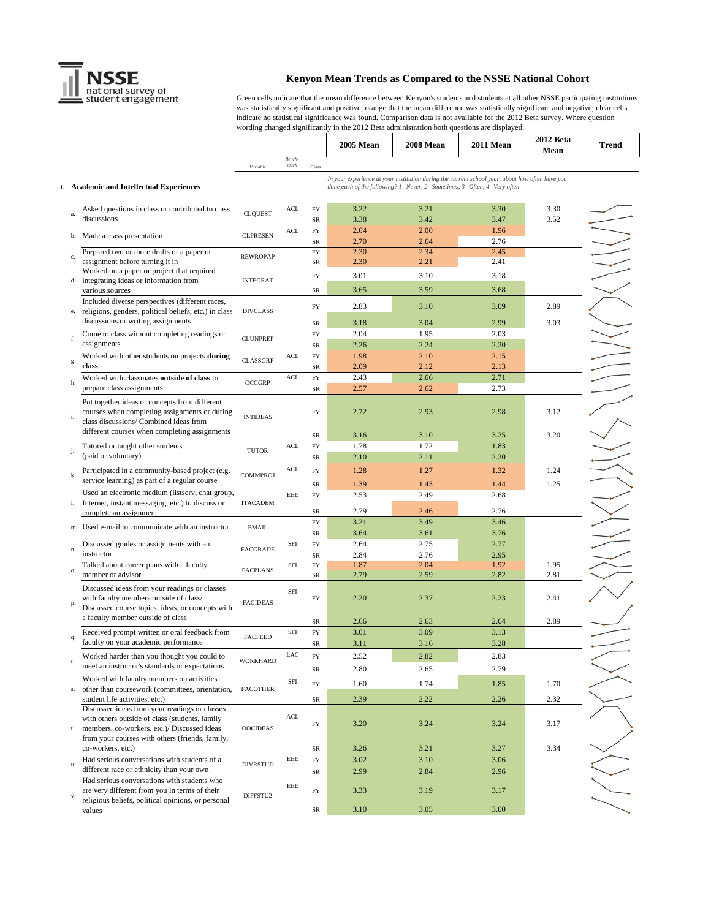# Kenyon Mean Trends as Compared to the NSSE National Cohort

Green cells indicate that the mean difference between Kenyon's students and students at all other NSSE participating institutions was statistically significant and positive; orange that the mean difference was statistically significant and negative; clear cells indicate no statistical significance was found. Comparison data is not available for the 2012 Beta survey. Where question wording changed significantly in the 2012 Beta administration both questions are displayed.

**1. Academic and Intellectual Experiences**

*In your experience at your institution during the current school year, about how often have you done each of the following? 1=Never, 2=Sometimes, 3=Often, 4=Very often*

| | Item | Variable | Bench-mark | Class | 2005 Mean | 2008 Mean | 2011 Mean | 2012 Beta Mean | Trend |
|---|---|---|---|---|---|---|---|---|---|
| a. | Asked questions in class or contributed to class discussions | CLQUEST | ACL | FY | 3.22 | 3.21 | 3.30 | 3.30 | |
| | | | | SR | 3.38 | 3.42 | 3.47 | 3.52 | |
| b. | Made a class presentation | CLPRESEN | ACL | FY | 2.04 | 2.00 | 1.96 | | |
| | | | | SR | 2.70 | 2.64 | 2.76 | | |
| c. | Prepared two or more drafts of a paper or assignment before turning it in | REWROPAP | | FY | 2.30 | 2.34 | 2.45 | | |
| | | | | SR | 2.30 | 2.21 | 2.41 | | |
| d. | Worked on a paper or project that required integrating ideas or information from various sources | INTEGRAT | | FY | 3.01 | 3.10 | 3.18 | | |
| | | | | SR | 3.65 | 3.59 | 3.68 | | |
| e. | Included diverse perspectives (different races, religions, genders, political beliefs, etc.) in class discussions or writing assignments | DIVCLASS | | FY | 2.83 | 3.10 | 3.09 | 2.89 | |
| | | | | SR | 3.18 | 3.04 | 2.99 | 3.03 | |
| f. | Come to class without completing readings or assignments | CLUNPREP | | FY | 2.04 | 1.95 | 2.03 | | |
| | | | | SR | 2.26 | 2.24 | 2.20 | | |
| g. | Worked with other students on projects **during class** | CLASSGRP | ACL | FY | 1.98 | 2.10 | 2.15 | | |
| | | | | SR | 2.09 | 2.12 | 2.13 | | |
| h. | Worked with classmates **outside of class** to prepare class assignments | OCCGRP | ACL | FY | 2.43 | 2.66 | 2.71 | | |
| | | | | SR | 2.57 | 2.62 | 2.73 | | |
| i. | Put together ideas or concepts from different courses when completing assignments or during class discussions/ Combined ideas from different courses when completing assignments | INTIDEAS | | FY | 2.72 | 2.93 | 2.98 | 3.12 | |
| | | | | SR | 3.16 | 3.10 | 3.25 | 3.20 | |
| j. | Tutored or taught other students (paid or voluntary) | TUTOR | ACL | FY | 1.78 | 1.72 | 1.83 | | |
| | | | | SR | 2.10 | 2.11 | 2.20 | | |
| k. | Participated in a community-based project (e.g. service learning) as part of a regular course | COMMPROJ | ACL | FY | 1.28 | 1.27 | 1.32 | 1.24 | |
| | | | | SR | 1.39 | 1.43 | 1.44 | 1.25 | |
| l. | Used an electronic medium (listserv, chat group, Internet, instant messaging, etc.) to discuss or complete an assignment | ITACADEM | EEE | FY | 2.53 | 2.49 | 2.68 | | |
| | | | | SR | 2.79 | 2.46 | 2.76 | | |
| m. | Used e-mail to communicate with an instructor | EMAIL | | FY | 3.21 | 3.49 | 3.46 | | |
| | | | | SR | 3.64 | 3.61 | 3.76 | | |
| n. | Discussed grades or assignments with an instructor | FACGRADE | SFI | FY | 2.64 | 2.75 | 2.77 | | |
| | | | | SR | 2.84 | 2.76 | 2.95 | | |
| o. | Talked about career plans with a faculty member or advisor | FACPLANS | SFI | FY | 1.87 | 2.04 | 1.92 | 1.95 | |
| | | | | SR | 2.79 | 2.59 | 2.82 | 2.81 | |
| p. | Discussed ideas from your readings or classes with faculty members outside of class/ Discussed course topics, ideas, or concepts with a faculty member outside of class | FACIDEAS | SFI | FY | 2.20 | 2.37 | 2.23 | 2.41 | |
| | | | | SR | 2.66 | 2.63 | 2.64 | 2.89 | |
| q. | Received prompt written or oral feedback from faculty on your academic performance | FACFEED | SFI | FY | 3.01 | 3.09 | 3.13 | | |
| | | | | SR | 3.11 | 3.16 | 3.28 | | |
| r. | Worked harder than you thought you could to meet an instructor's standards or expectations | WORKHARD | LAC | FY | 2.52 | 2.82 | 2.83 | | |
| | | | | SR | 2.80 | 2.65 | 2.79 | | |
| s. | Worked with faculty members on activities other than coursework (committees, orientation, student life activities, etc.) | FACOTHER | SFI | FY | 1.60 | 1.74 | 1.85 | 1.70 | |
| | | | | SR | 2.39 | 2.22 | 2.26 | 2.32 | |
| t. | Discussed ideas from your readings or classes with others outside of class (students, family members, co-workers, etc.)/ Discussed ideas from your courses with others (friends, family, co-workers, etc.) | OOCIDEAS | ACL | FY | 3.20 | 3.24 | 3.24 | 3.17 | |
| | | | | SR | 3.26 | 3.21 | 3.27 | 3.34 | |
| u. | Had serious conversations with students of a different race or ethnicity than your own | DIVRSTUD | EEE | FY | 3.02 | 3.10 | 3.06 | | |
| | | | | SR | 2.99 | 2.84 | 2.96 | | |
| v. | Had serious conversations with students who are very different from you in terms of their religious beliefs, political opinions, or personal values | DIFFSTU2 | EEE | FY | 3.33 | 3.19 | 3.17 | | |
| | | | | SR | 3.10 | 3.05 | 3.00 | | |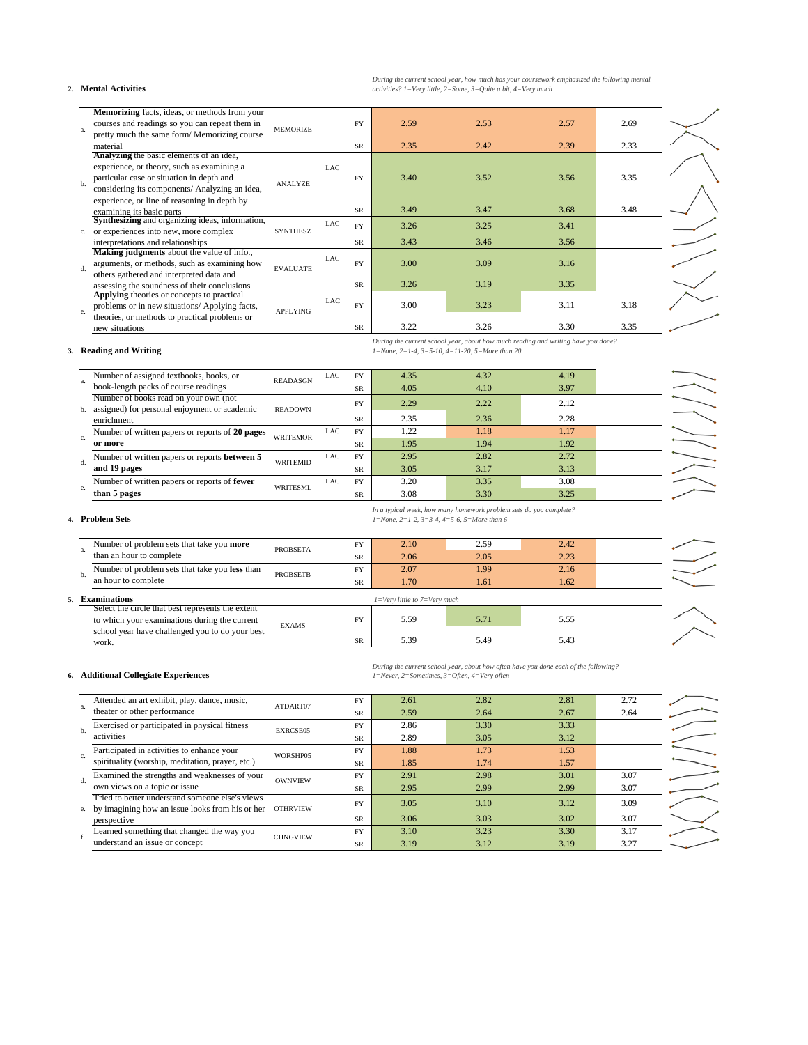## 2. Mental Activities

*During the current school year, how much has your coursework emphasized the following mental activities? 1=Very little, 2=Some, 3=Quite a bit, 4=Very much*

| | | | | | | | | |
|---|---|---|---|---|---|---|---|---|
| a. | **Memorizing** facts, ideas, or methods from your courses and readings so you can repeat them in pretty much the same form/ Memorizing course material | MEMORIZE | | FY | 2.59 | 2.53 | 2.57 | 2.69 |
| | | | | SR | 2.35 | 2.42 | 2.39 | 2.33 |
| b. | **Analyzing** the basic elements of an idea, experience, or theory, such as examining a particular case or situation in depth and considering its components/ Analyzing an idea, experience, or line of reasoning in depth by examining its basic parts | ANALYZE | LAC | FY | 3.40 | 3.52 | 3.56 | 3.35 |
| | | | | SR | 3.49 | 3.47 | 3.68 | 3.48 |
| c. | **Synthesizing** and organizing ideas, information, or experiences into new, more complex interpretations and relationships | SYNTHESZ | LAC | FY | 3.26 | 3.25 | 3.41 | |
| | | | | SR | 3.43 | 3.46 | 3.56 | |
| d. | **Making judgments** about the value of info., arguments, or methods, such as examining how others gathered and interpreted data and assessing the soundness of their conclusions | EVALUATE | LAC | FY | 3.00 | 3.09 | 3.16 | |
| | | | | SR | 3.26 | 3.19 | 3.35 | |
| e. | **Applying** theories or concepts to practical problems or in new situations/ Applying facts, theories, or methods to practical problems or new situations | APPLYING | LAC | FY | 3.00 | 3.23 | 3.11 | 3.18 |
| | | | | SR | 3.22 | 3.26 | 3.30 | 3.35 |

## 3. Reading and Writing

*During the current school year, about how much reading and writing have you done? 1=None, 2=1-4, 3=5-10, 4=11-20, 5=More than 20*

| | | | | | | | | |
|---|---|---|---|---|---|---|---|---|
| a. | Number of assigned textbooks, books, or book-length packs of course readings | READASGN | LAC | FY | 4.35 | 4.32 | 4.19 | |
| | | | | SR | 4.05 | 4.10 | 3.97 | |
| b. | Number of books read on your own (not assigned) for personal enjoyment or academic enrichment | READOWN | | FY | 2.29 | 2.22 | 2.12 | |
| | | | | SR | 2.35 | 2.36 | 2.28 | |
| c. | Number of written papers or reports of **20 pages or more** | WRITEMOR | LAC | FY | 1.22 | 1.18 | 1.17 | |
| | | | | SR | 1.95 | 1.94 | 1.92 | |
| d. | Number of written papers or reports **between 5 and 19 pages** | WRITEMID | LAC | FY | 2.95 | 2.82 | 2.72 | |
| | | | | SR | 3.05 | 3.17 | 3.13 | |
| e. | Number of written papers or reports of **fewer than 5 pages** | WRITESML | LAC | FY | 3.20 | 3.35 | 3.08 | |
| | | | | SR | 3.08 | 3.30 | 3.25 | |

## 4. Problem Sets

*In a typical week, how many homework problem sets do you complete? 1=None, 2=1-2, 3=3-4, 4=5-6, 5=More than 6*

| | | | | | | | | |
|---|---|---|---|---|---|---|---|---|
| a. | Number of problem sets that take you **more** than an hour to complete | PROBSETA | | FY | 2.10 | 2.59 | 2.42 | |
| | | | | SR | 2.06 | 2.05 | 2.23 | |
| b. | Number of problem sets that take you **less** than an hour to complete | PROBSETB | | FY | 2.07 | 1.99 | 2.16 | |
| | | | | SR | 1.70 | 1.61 | 1.62 | |

## 5. Examinations

*1=Very little to 7=Very much*

| | | | | | | | | |
|---|---|---|---|---|---|---|---|---|
| | Select the circle that best represents the extent to which your examinations during the current school year have challenged you to do your best work. | EXAMS | | FY | 5.59 | 5.71 | 5.55 | |
| | | | | SR | 5.39 | 5.49 | 5.43 | |

## 6. Additional Collegiate Experiences

*During the current school year, about how often have you done each of the following? 1=Never, 2=Sometimes, 3=Often, 4=Very often*

| | | | | | | | | |
|---|---|---|---|---|---|---|---|---|
| a. | Attended an art exhibit, play, dance, music, theater or other performance | ATDART07 | | FY | 2.61 | 2.82 | 2.81 | 2.72 |
| | | | | SR | 2.59 | 2.64 | 2.67 | 2.64 |
| b. | Exercised or participated in physical fitness activities | EXRCSE05 | | FY | 2.86 | 3.30 | 3.33 | |
| | | | | SR | 2.89 | 3.05 | 3.12 | |
| c. | Participated in activities to enhance your spirituality (worship, meditation, prayer, etc.) | WORSHP05 | | FY | 1.88 | 1.73 | 1.53 | |
| | | | | SR | 1.85 | 1.74 | 1.57 | |
| d. | Examined the strengths and weaknesses of your own views on a topic or issue | OWNVIEW | | FY | 2.91 | 2.98 | 3.01 | 3.07 |
| | | | | SR | 2.95 | 2.99 | 2.99 | 3.07 |
| e. | Tried to better understand someone else's views by imagining how an issue looks from his or her perspective | OTHRVIEW | | FY | 3.05 | 3.10 | 3.12 | 3.09 |
| | | | | SR | 3.06 | 3.03 | 3.02 | 3.07 |
| f. | Learned something that changed the way you understand an issue or concept | CHNGVIEW | | FY | 3.10 | 3.23 | 3.30 | 3.17 |
| | | | | SR | 3.19 | 3.12 | 3.19 | 3.27 |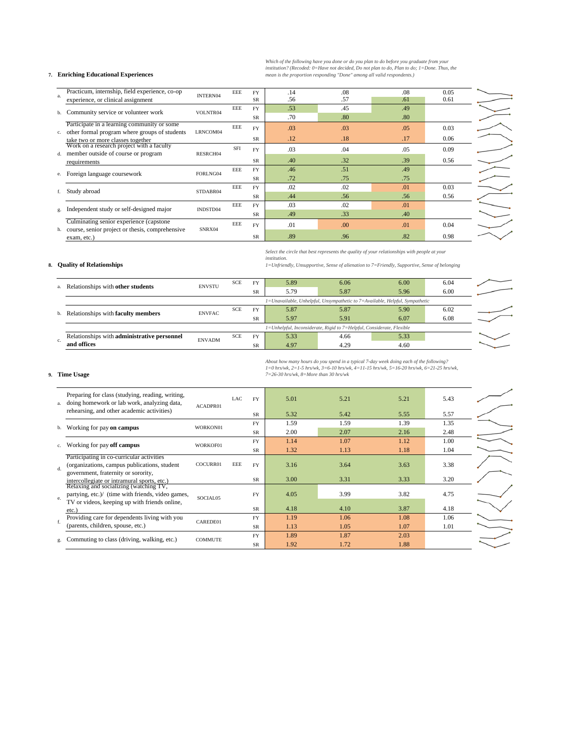## 7. Enriching Educational Experiences

*Which of the following have you done or do you plan to do before you graduate from your institution? (Recoded: 0=Have not decided, Do not plan to do, Plan to do; 1=Done. Thus, the mean is the proportion responding "Done" among all valid respondents.)*

| | Item | Variable | Benchmark | Class | | | | |
|---|---|---|---|---|---|---|---|---|
| a. | Practicum, internship, field experience, co-op experience, or clinical assignment | INTERN04 | EEE | FY | .14 | .08 | .08 | 0.05 |
| | | | | SR | .56 | .57 | .61 | 0.61 |
| b. | Community service or volunteer work | VOLNTR04 | EEE | FY | .53 | .45 | .49 | |
| | | | | SR | .70 | .80 | .80 | |
| c. | Participate in a learning community or some other formal program where groups of students take two or more classes together | LRNCOM04 | EEE | FY | .03 | .03 | .05 | 0.03 |
| | | | | SR | .12 | .18 | .17 | 0.06 |
| d. | Work on a research project with a faculty member outside of course or program requirements | RESRCH04 | SFI | FY | .03 | .04 | .05 | 0.09 |
| | | | | SR | .40 | .32 | .39 | 0.56 |
| e. | Foreign language coursework | FORLNG04 | EEE | FY | .46 | .51 | .49 | |
| | | | | SR | .72 | .75 | .75 | |
| f. | Study abroad | STDABR04 | EEE | FY | .02 | .02 | .01 | 0.03 |
| | | | | SR | .44 | .56 | .56 | 0.56 |
| g. | Independent study or self-designed major | INDSTD04 | EEE | FY | .03 | .02 | .01 | |
| | | | | SR | .49 | .33 | .40 | |
| h. | Culminating senior experience (capstone course, senior project or thesis, comprehensive exam, etc.) | SNRX04 | EEE | FY | .01 | .00 | .01 | 0.04 |
| | | | | SR | .89 | .96 | .82 | 0.98 |

## 8. Quality of Relationships

*Select the circle that best represents the quality of your relationships with people at your institution.*
*1=Unfriendly, Unsupportive, Sense of alienation to 7=Friendly, Supportive, Sense of belonging*

| | Item | Variable | Benchmark | Class | | | | |
|---|---|---|---|---|---|---|---|---|
| a. | Relationships with **other students** | ENVSTU | SCE | FY | 5.89 | 6.06 | 6.00 | 6.04 |
| | | | | SR | 5.79 | 5.87 | 5.96 | 6.00 |
| | | | | | *1=Unavailable, Unhelpful, Unsympathetic to 7=Available, Helpful, Sympathetic* | | | |
| b. | Relationships with **faculty members** | ENVFAC | SCE | FY | 5.87 | 5.87 | 5.90 | 6.02 |
| | | | | SR | 5.97 | 5.91 | 6.07 | 6.08 |
| | | | | | *1=Unhelpful, Inconsiderate, Rigid to 7=Helpful, Considerate, Flexible* | | | |
| c. | Relationships with **administrative personnel and offices** | ENVADM | SCE | FY | 5.33 | 4.66 | 5.33 | |
| | | | | SR | 4.97 | 4.29 | 4.60 | |

## 9. Time Usage

*About how many hours do you spend in a typical 7-day week doing each of the following? 1=0 hrs/wk, 2=1-5 hrs/wk, 3=6-10 hrs/wk, 4=11-15 hrs/wk, 5=16-20 hrs/wk, 6=21-25 hrs/wk, 7=26-30 hrs/wk, 8=More than 30 hrs/wk*

| | Item | Variable | Benchmark | Class | | | | |
|---|---|---|---|---|---|---|---|---|
| a. | Preparing for class (studying, reading, writing, doing homework or lab work, analyzing data, rehearsing, and other academic activities) | ACADPR01 | LAC | FY | 5.01 | 5.21 | 5.21 | 5.43 |
| | | | | SR | 5.32 | 5.42 | 5.55 | 5.57 |
| b. | Working for pay **on campus** | WORKON01 | | FY | 1.59 | 1.59 | 1.39 | 1.35 |
| | | | | SR | 2.00 | 2.07 | 2.16 | 2.48 |
| c. | Working for pay **off campus** | WORKOF01 | | FY | 1.14 | 1.07 | 1.12 | 1.00 |
| | | | | SR | 1.32 | 1.13 | 1.18 | 1.04 |
| d. | Participating in co-curricular activities (organizations, campus publications, student government, fraternity or sorority, intercollegiate or intramural sports, etc.) | COCURR01 | EEE | FY | 3.16 | 3.64 | 3.63 | 3.38 |
| | | | | SR | 3.00 | 3.31 | 3.33 | 3.20 |
| e. | Relaxing and socializing (watching TV, partying, etc.)/ (time with friends, video games, TV or videos, keeping up with friends online, etc.) | SOCIAL05 | | FY | 4.05 | 3.99 | 3.82 | 4.75 |
| | | | | SR | 4.18 | 4.10 | 3.87 | 4.18 |
| f. | Providing care for dependents living with you (parents, children, spouse, etc.) | CAREDE01 | | FY | 1.19 | 1.06 | 1.08 | 1.06 |
| | | | | SR | 1.13 | 1.05 | 1.07 | 1.01 |
| g. | Commuting to class (driving, walking, etc.) | COMMUTE | | FY | 1.89 | 1.87 | 2.03 | |
| | | | | SR | 1.92 | 1.72 | 1.88 | |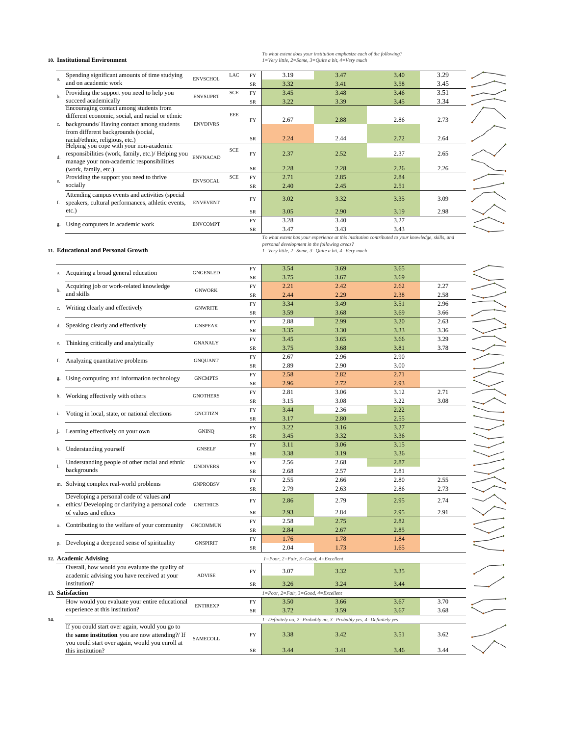## 10. Institutional Environment

*To what extent does your institution emphasize each of the following?*
*1=Very little, 2=Some, 3=Quite a bit, 4=Very much*

| | Item | Variable | Benchmark | Class | | | | |
|---|---|---|---|---|---|---|---|---|
| a. | Spending significant amounts of time studying and on academic work | ENVSCHOL | LAC | FY | 3.19 | 3.47 | 3.40 | 3.29 |
| | | | | SR | 3.32 | 3.41 | 3.58 | 3.45 |
| b. | Providing the support you need to help you succeed academically | ENVSUPRT | SCE | FY | 3.45 | 3.48 | 3.46 | 3.51 |
| | | | | SR | 3.22 | 3.39 | 3.45 | 3.34 |
| c. | Encouraging contact among students from different economic, social, and racial or ethnic backgrounds/ Having contact among students from different backgrounds (social, racial/ethnic, religious, etc.) | ENVDIVRS | EEE | FY | 2.67 | 2.88 | 2.86 | 2.73 |
| | | | | SR | 2.24 | 2.44 | 2.72 | 2.64 |
| d. | Helping you cope with your non-academic responsibilities (work, family, etc.)/ Helping you manage your non-academic responsibilities (work, family, etc.) | ENVNACAD | SCE | FY | 2.37 | 2.52 | 2.37 | 2.65 |
| | | | | SR | 2.28 | 2.28 | 2.26 | 2.26 |
| e. | Providing the support you need to thrive socially | ENVSOCAL | SCE | FY | 2.71 | 2.85 | 2.84 | |
| | | | | SR | 2.40 | 2.45 | 2.51 | |
| f. | Attending campus events and activities (special speakers, cultural performances, athletic events, etc.) | ENVEVENT | | FY | 3.02 | 3.32 | 3.35 | 3.09 |
| | | | | SR | 3.05 | 2.90 | 3.19 | 2.98 |
| g. | Using computers in academic work | ENVCOMPT | | FY | 3.28 | 3.40 | 3.27 | |
| | | | | SR | 3.47 | 3.43 | 3.43 | |

## 11. Educational and Personal Growth

*To what extent has your experience at this institution contributed to your knowledge, skills, and personal development in the following areas?*
*1=Very little, 2=Some, 3=Quite a bit, 4=Very much*

| | Item | Variable | Class | | | | |
|---|---|---|---|---|---|---|---|
| a. | Acquiring a broad general education | GNGENLED | FY | 3.54 | 3.69 | 3.65 | |
| | | | SR | 3.75 | 3.67 | 3.69 | |
| b. | Acquiring job or work-related knowledge and skills | GNWORK | FY | 2.21 | 2.42 | 2.62 | 2.27 |
| | | | SR | 2.44 | 2.29 | 2.38 | 2.58 |
| c. | Writing clearly and effectively | GNWRITE | FY | 3.34 | 3.49 | 3.51 | 2.96 |
| | | | SR | 3.59 | 3.68 | 3.69 | 3.66 |
| d. | Speaking clearly and effectively | GNSPEAK | FY | 2.88 | 2.99 | 3.20 | 2.63 |
| | | | SR | 3.35 | 3.30 | 3.33 | 3.36 |
| e. | Thinking critically and analytically | GNANALY | FY | 3.45 | 3.65 | 3.66 | 3.29 |
| | | | SR | 3.75 | 3.68 | 3.81 | 3.78 |
| f. | Analyzing quantitative problems | GNQUANT | FY | 2.67 | 2.96 | 2.90 | |
| | | | SR | 2.89 | 2.90 | 3.00 | |
| g. | Using computing and information technology | GNCMPTS | FY | 2.58 | 2.82 | 2.71 | |
| | | | SR | 2.96 | 2.72 | 2.93 | |
| h. | Working effectively with others | GNOTHERS | FY | 2.81 | 3.06 | 3.12 | 2.71 |
| | | | SR | 3.15 | 3.08 | 3.22 | 3.08 |
| i. | Voting in local, state, or national elections | GNCITIZN | FY | 3.44 | 2.36 | 2.22 | |
| | | | SR | 3.17 | 2.80 | 2.55 | |
| j. | Learning effectively on your own | GNINQ | FY | 3.22 | 3.16 | 3.27 | |
| | | | SR | 3.45 | 3.32 | 3.36 | |
| k. | Understanding yourself | GNSELF | FY | 3.11 | 3.06 | 3.15 | |
| | | | SR | 3.38 | 3.19 | 3.36 | |
| l. | Understanding people of other racial and ethnic backgrounds | GNDIVERS | FY | 2.56 | 2.68 | 2.87 | |
| | | | SR | 2.68 | 2.57 | 2.81 | |
| m. | Solving complex real-world problems | GNPROBSV | FY | 2.55 | 2.66 | 2.80 | 2.55 |
| | | | SR | 2.79 | 2.63 | 2.86 | 2.73 |
| n. | Developing a personal code of values and ethics/ Developing or clarifying a personal code of values and ethics | GNETHICS | FY | 2.86 | 2.79 | 2.95 | 2.74 |
| | | | SR | 2.93 | 2.84 | 2.95 | 2.91 |
| o. | Contributing to the welfare of your community | GNCOMMUN | FY | 2.58 | 2.75 | 2.82 | |
| | | | SR | 2.84 | 2.67 | 2.85 | |
| p. | Developing a deepened sense of spirituality | GNSPIRIT | FY | 1.76 | 1.78 | 1.84 | |
| | | | SR | 2.04 | 1.73 | 1.65 | |

## 12. Academic Advising

*1=Poor, 2=Fair, 3=Good, 4=Excellent*

| Item | Variable | Class | | | | |
|---|---|---|---|---|---|---|
| Overall, how would you evaluate the quality of academic advising you have received at your institution? | ADVISE | FY | 3.07 | 3.32 | 3.35 | |
| | | SR | 3.26 | 3.24 | 3.44 | |

## 13. Satisfaction

*1=Poor, 2=Fair, 3=Good, 4=Excellent*

| Item | Variable | Class | | | | |
|---|---|---|---|---|---|---|
| How would you evaluate your entire educational experience at this institution? | ENTIREXP | FY | 3.50 | 3.66 | 3.67 | 3.70 |
| | | SR | 3.72 | 3.59 | 3.67 | 3.68 |

## 14.

*1=Definitely no, 2=Probably no, 3=Probably yes, 4=Definitely yes*

| Item | Variable | Class | | | | |
|---|---|---|---|---|---|---|
| If you could start over again, would you go to the **same institution** you are now attending?/ If you could start over again, would you enroll at this institution? | SAMECOLL | FY | 3.38 | 3.42 | 3.51 | 3.62 |
| | | SR | 3.44 | 3.41 | 3.46 | 3.44 |